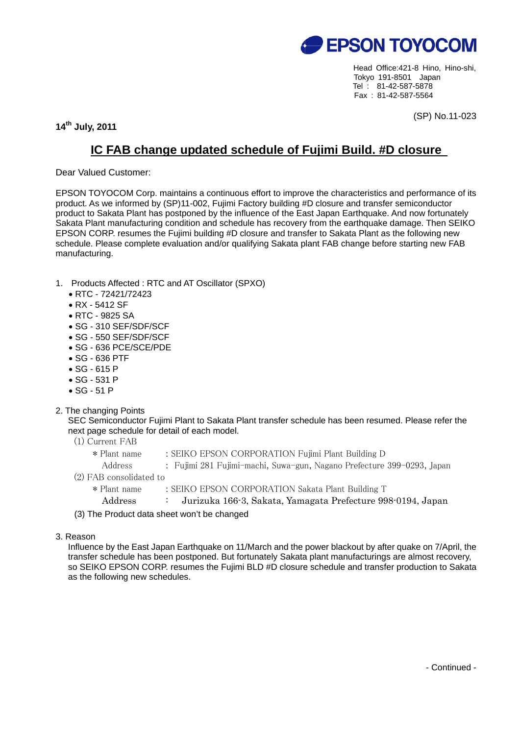EPSON TOYOCOM

Head Office:421-8 Hino, Hino-shi,
Tokyo 191-8501 Japan
Tel : 81-42-587-5878
Fax : 81-42-587-5564

(SP) No.11-023

**14th July, 2011**

# IC FAB change updated schedule of Fujimi Build. #D closure

Dear Valued Customer:

EPSON TOYOCOM Corp. maintains a continuous effort to improve the characteristics and performance of its product. As we informed by (SP)11-002, Fujimi Factory building #D closure and transfer semiconductor product to Sakata Plant has postponed by the influence of the East Japan Earthquake. And now fortunately Sakata Plant manufacturing condition and schedule has recovery from the earthquake damage. Then SEIKO EPSON CORP. resumes the Fujimi building #D closure and transfer to Sakata Plant as the following new schedule. Please complete evaluation and/or qualifying Sakata plant FAB change before starting new FAB manufacturing.

1. Products Affected : RTC and AT Oscillator (SPXO)
   - RTC - 72421/72423
   - RX - 5412 SF
   - RTC - 9825 SA
   - SG - 310 SEF/SDF/SCF
   - SG - 550 SEF/SDF/SCF
   - SG - 636 PCE/SCE/PDE
   - SG - 636 PTF
   - SG - 615 P
   - SG - 531 P
   - SG - 51 P

2. The changing Points

   SEC Semiconductor Fujimi Plant to Sakata Plant transfer schedule has been resumed. Please refer the next page schedule for detail of each model.

   (1) Current FAB
   - * Plant name : SEIKO EPSON CORPORATION Fujimi Plant Building D
   - Address : Fujimi 281 Fujimi-machi, Suwa-gun, Nagano Prefecture 399-0293, Japan

   (2) FAB consolidated to
   - * Plant name : SEIKO EPSON CORPORATION Sakata Plant Building T
   - Address : Jurizuka 166-3, Sakata, Yamagata Prefecture 998-0194, Japan

   (3) The Product data sheet won't be changed

3. Reason

   Influence by the East Japan Earthquake on 11/March and the power blackout by after quake on 7/April, the transfer schedule has been postponed. But fortunately Sakata plant manufacturings are almost recovery, so SEIKO EPSON CORP. resumes the Fujimi BLD #D closure schedule and transfer production to Sakata as the following new schedules.

- Continued -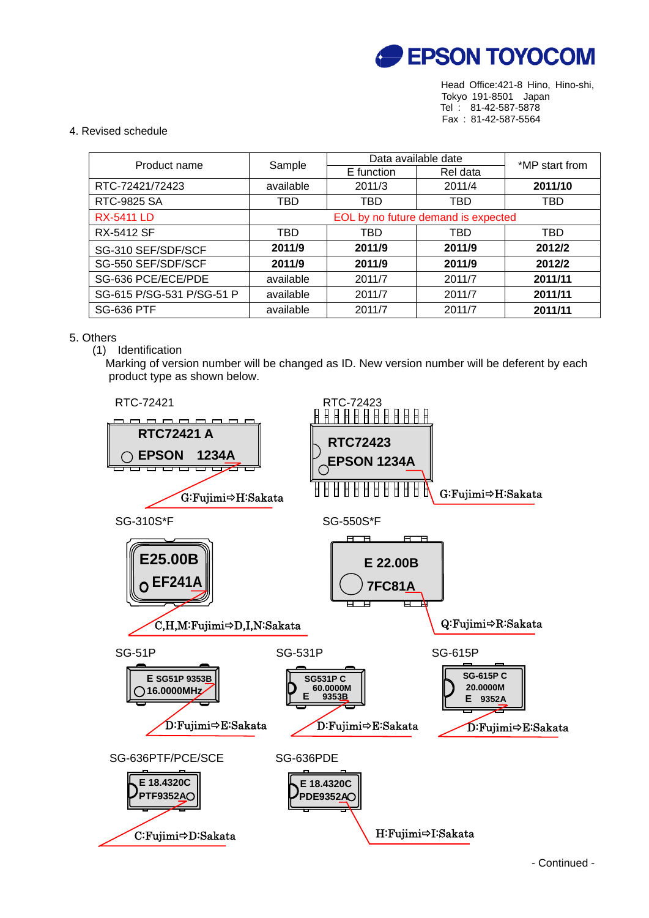EPSON TOYOCOM

Head Office:421-8 Hino, Hino-shi,
Tokyo 191-8501 Japan
Tel : 81-42-587-5878
Fax : 81-42-587-5564

4. Revised schedule

| Product name | Sample | Data available date | | *MP start from |
|---|---|---|---|---|
| | | E function | Rel data | |
| RTC-72421/72423 | available | 2011/3 | 2011/4 | **2011/10** |
| RTC-9825 SA | TBD | TBD | TBD | TBD |
| RX-5411 LD | EOL by no future demand is expected | | | |
| RX-5412 SF | TBD | TBD | TBD | TBD |
| SG-310 SEF/SDF/SCF | **2011/9** | **2011/9** | **2011/9** | **2012/2** |
| SG-550 SEF/SDF/SCF | **2011/9** | **2011/9** | **2011/9** | **2012/2** |
| SG-636 PCE/ECE/PDE | available | 2011/7 | 2011/7 | **2011/11** |
| SG-615 P/SG-531 P/SG-51 P | available | 2011/7 | 2011/7 | **2011/11** |
| SG-636 PTF | available | 2011/7 | 2011/7 | **2011/11** |

5. Others

(1) Identification

Marking of version number will be changed as ID. New version number will be deferent by each product type as shown below.

RTC-72421

RTC72421 A
EPSON 1234A

G:Fujimi⇨H:Sakata

RTC-72423

RTC72423
EPSON 1234A

G:Fujimi⇨H:Sakata

SG-310S*F

E25.00B
EF241A

C,H,M:Fujimi⇨D,I,N:Sakata

SG-550S*F

E 22.00B
7FC81A

Q:Fujimi⇨R:Sakata

SG-51P

E SG51P 9353B
16.0000MHz

D:Fujimi⇨E:Sakata

SG-531P

SG531P C
60.0000M
E 9353B

D:Fujimi⇨E:Sakata

SG-615P

SG-615P C
20.0000M
E 9352A

D:Fujimi⇨E:Sakata

SG-636PTF/PCE/SCE

E 18.4320C
PTF9352A

C:Fujimi⇨D:Sakata

SG-636PDE

E 18.4320C
PDE9352A

H:Fujimi⇨I:Sakata

- Continued -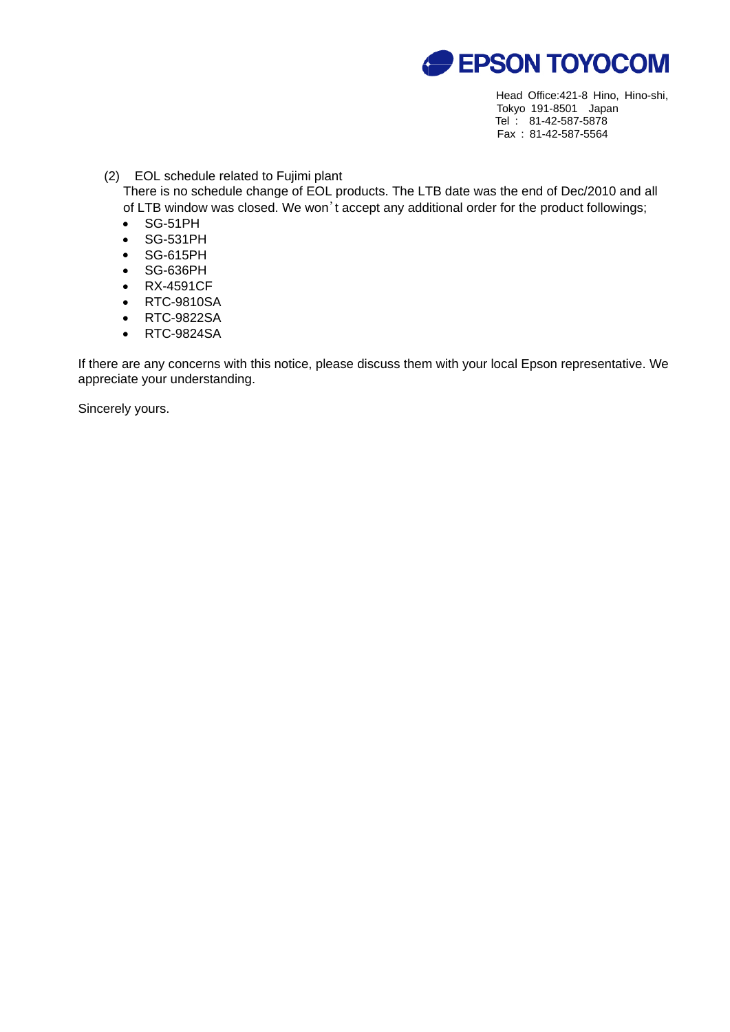**EPSON TOYOCOM**

Head Office:421-8 Hino, Hino-shi,
Tokyo 191-8501 Japan
Tel : 81-42-587-5878
Fax : 81-42-587-5564

(2) EOL schedule related to Fujimi plant

There is no schedule change of EOL products. The LTB date was the end of Dec/2010 and all of LTB window was closed. We won't accept any additional order for the product followings;

- SG-51PH
- SG-531PH
- SG-615PH
- SG-636PH
- RX-4591CF
- RTC-9810SA
- RTC-9822SA
- RTC-9824SA

If there are any concerns with this notice, please discuss them with your local Epson representative. We appreciate your understanding.

Sincerely yours.